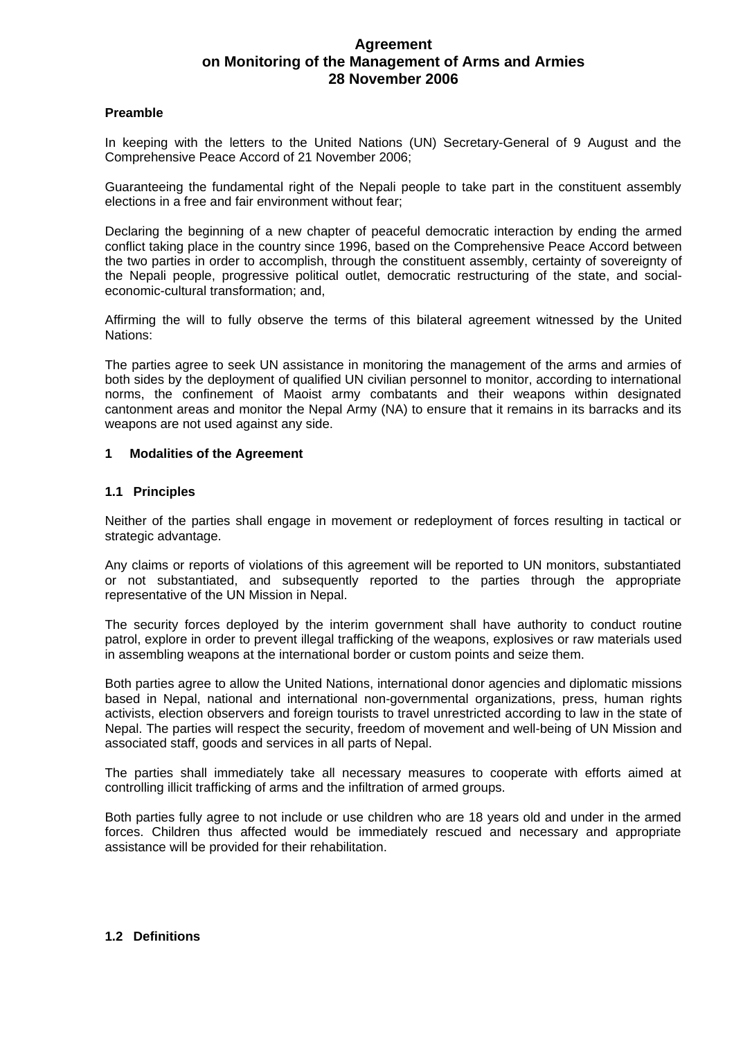# Agreement on Monitoring of the Management of Arms and Armies 28 November 2006

## Preamble

In keeping with the letters to the United Nations (UN) Secretary-General of 9 August and the Comprehensive Peace Accord of 21 November 2006;

Guaranteeing the fundamental right of the Nepali people to take part in the constituent assembly elections in a free and fair environment without fear;

Declaring the beginning of a new chapter of peaceful democratic interaction by ending the armed conflict taking place in the country since 1996, based on the Comprehensive Peace Accord between the two parties in order to accomplish, through the constituent assembly, certainty of sovereignty of the Nepali people, progressive political outlet, democratic restructuring of the state, and social-economic-cultural transformation; and,

Affirming the will to fully observe the terms of this bilateral agreement witnessed by the United Nations:

The parties agree to seek UN assistance in monitoring the management of the arms and armies of both sides by the deployment of qualified UN civilian personnel to monitor, according to international norms, the confinement of Maoist army combatants and their weapons within designated cantonment areas and monitor the Nepal Army (NA) to ensure that it remains in its barracks and its weapons are not used against any side.

## 1 Modalities of the Agreement

### 1.1 Principles

Neither of the parties shall engage in movement or redeployment of forces resulting in tactical or strategic advantage.

Any claims or reports of violations of this agreement will be reported to UN monitors, substantiated or not substantiated, and subsequently reported to the parties through the appropriate representative of the UN Mission in Nepal.

The security forces deployed by the interim government shall have authority to conduct routine patrol, explore in order to prevent illegal trafficking of the weapons, explosives or raw materials used in assembling weapons at the international border or custom points and seize them.

Both parties agree to allow the United Nations, international donor agencies and diplomatic missions based in Nepal, national and international non-governmental organizations, press, human rights activists, election observers and foreign tourists to travel unrestricted according to law in the state of Nepal. The parties will respect the security, freedom of movement and well-being of UN Mission and associated staff, goods and services in all parts of Nepal.

The parties shall immediately take all necessary measures to cooperate with efforts aimed at controlling illicit trafficking of arms and the infiltration of armed groups.

Both parties fully agree to not include or use children who are 18 years old and under in the armed forces. Children thus affected would be immediately rescued and necessary and appropriate assistance will be provided for their rehabilitation.

### 1.2 Definitions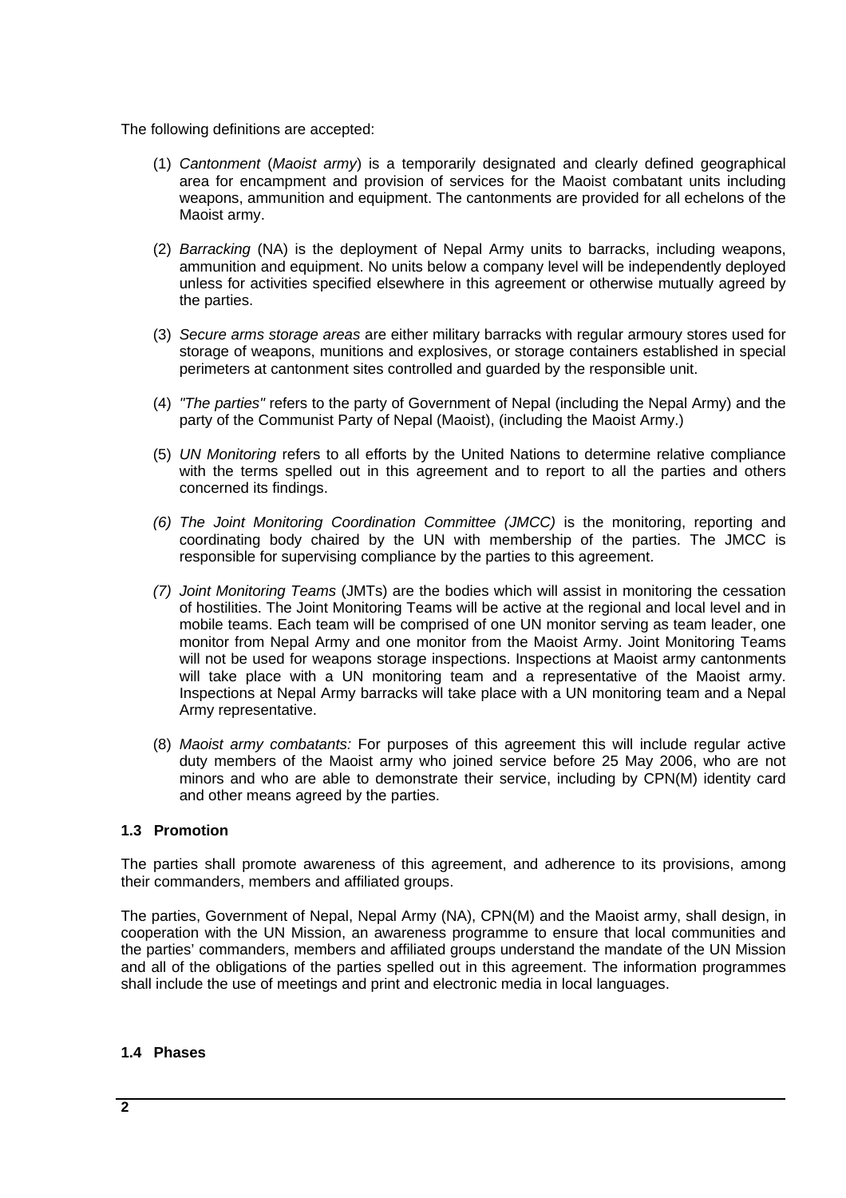The following definitions are accepted:

(1) *Cantonment* (*Maoist army*) is a temporarily designated and clearly defined geographical area for encampment and provision of services for the Maoist combatant units including weapons, ammunition and equipment. The cantonments are provided for all echelons of the Maoist army.

(2) *Barracking* (NA) is the deployment of Nepal Army units to barracks, including weapons, ammunition and equipment. No units below a company level will be independently deployed unless for activities specified elsewhere in this agreement or otherwise mutually agreed by the parties.

(3) *Secure arms storage areas* are either military barracks with regular armoury stores used for storage of weapons, munitions and explosives, or storage containers established in special perimeters at cantonment sites controlled and guarded by the responsible unit.

(4) *"The parties"* refers to the party of Government of Nepal (including the Nepal Army) and the party of the Communist Party of Nepal (Maoist), (including the Maoist Army.)

(5) *UN Monitoring* refers to all efforts by the United Nations to determine relative compliance with the terms spelled out in this agreement and to report to all the parties and others concerned its findings.

*(6) The Joint Monitoring Coordination Committee (JMCC)* is the monitoring, reporting and coordinating body chaired by the UN with membership of the parties. The JMCC is responsible for supervising compliance by the parties to this agreement.

*(7) Joint Monitoring Teams* (JMTs) are the bodies which will assist in monitoring the cessation of hostilities. The Joint Monitoring Teams will be active at the regional and local level and in mobile teams. Each team will be comprised of one UN monitor serving as team leader, one monitor from Nepal Army and one monitor from the Maoist Army. Joint Monitoring Teams will not be used for weapons storage inspections. Inspections at Maoist army cantonments will take place with a UN monitoring team and a representative of the Maoist army. Inspections at Nepal Army barracks will take place with a UN monitoring team and a Nepal Army representative.

(8) *Maoist army combatants:* For purposes of this agreement this will include regular active duty members of the Maoist army who joined service before 25 May 2006, who are not minors and who are able to demonstrate their service, including by CPN(M) identity card and other means agreed by the parties.

### 1.3 Promotion

The parties shall promote awareness of this agreement, and adherence to its provisions, among their commanders, members and affiliated groups.

The parties, Government of Nepal, Nepal Army (NA), CPN(M) and the Maoist army, shall design, in cooperation with the UN Mission, an awareness programme to ensure that local communities and the parties' commanders, members and affiliated groups understand the mandate of the UN Mission and all of the obligations of the parties spelled out in this agreement. The information programmes shall include the use of meetings and print and electronic media in local languages.

### 1.4 Phases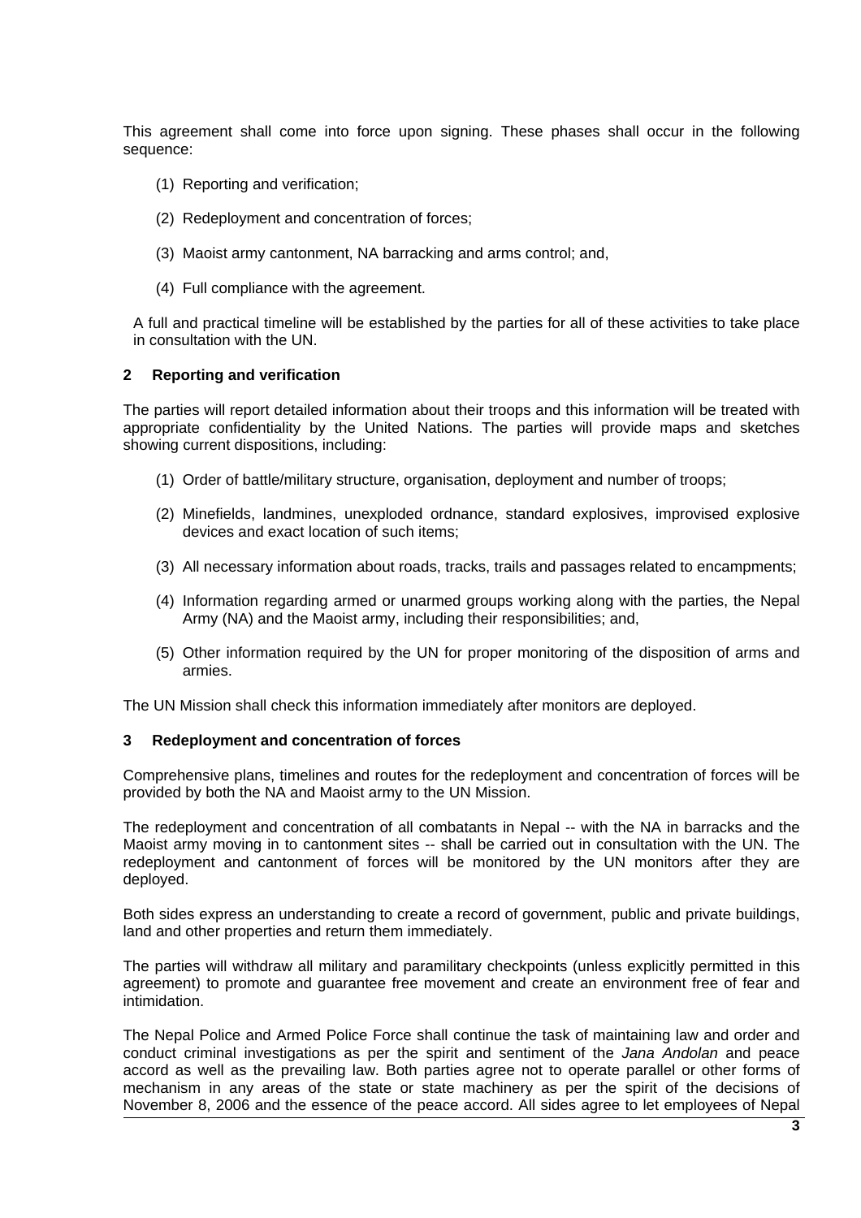This agreement shall come into force upon signing. These phases shall occur in the following sequence:

(1) Reporting and verification;

(2) Redeployment and concentration of forces;

(3) Maoist army cantonment, NA barracking and arms control; and,

(4) Full compliance with the agreement.

A full and practical timeline will be established by the parties for all of these activities to take place in consultation with the UN.

## 2 Reporting and verification

The parties will report detailed information about their troops and this information will be treated with appropriate confidentiality by the United Nations. The parties will provide maps and sketches showing current dispositions, including:

(1) Order of battle/military structure, organisation, deployment and number of troops;

(2) Minefields, landmines, unexploded ordnance, standard explosives, improvised explosive devices and exact location of such items;

(3) All necessary information about roads, tracks, trails and passages related to encampments;

(4) Information regarding armed or unarmed groups working along with the parties, the Nepal Army (NA) and the Maoist army, including their responsibilities; and,

(5) Other information required by the UN for proper monitoring of the disposition of arms and armies.

The UN Mission shall check this information immediately after monitors are deployed.

## 3 Redeployment and concentration of forces

Comprehensive plans, timelines and routes for the redeployment and concentration of forces will be provided by both the NA and Maoist army to the UN Mission.

The redeployment and concentration of all combatants in Nepal -- with the NA in barracks and the Maoist army moving in to cantonment sites -- shall be carried out in consultation with the UN. The redeployment and cantonment of forces will be monitored by the UN monitors after they are deployed.

Both sides express an understanding to create a record of government, public and private buildings, land and other properties and return them immediately.

The parties will withdraw all military and paramilitary checkpoints (unless explicitly permitted in this agreement) to promote and guarantee free movement and create an environment free of fear and intimidation.

The Nepal Police and Armed Police Force shall continue the task of maintaining law and order and conduct criminal investigations as per the spirit and sentiment of the *Jana Andolan* and peace accord as well as the prevailing law. Both parties agree not to operate parallel or other forms of mechanism in any areas of the state or state machinery as per the spirit of the decisions of November 8, 2006 and the essence of the peace accord. All sides agree to let employees of Nepal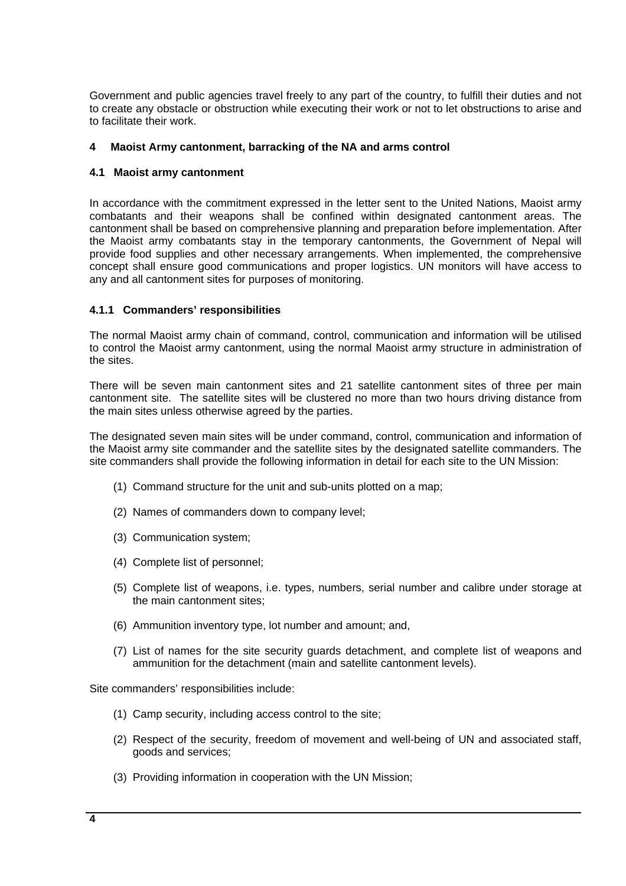Government and public agencies travel freely to any part of the country, to fulfill their duties and not to create any obstacle or obstruction while executing their work or not to let obstructions to arise and to facilitate their work.

## 4 Maoist Army cantonment, barracking of the NA and arms control

### 4.1 Maoist army cantonment

In accordance with the commitment expressed in the letter sent to the United Nations, Maoist army combatants and their weapons shall be confined within designated cantonment areas. The cantonment shall be based on comprehensive planning and preparation before implementation. After the Maoist army combatants stay in the temporary cantonments, the Government of Nepal will provide food supplies and other necessary arrangements. When implemented, the comprehensive concept shall ensure good communications and proper logistics. UN monitors will have access to any and all cantonment sites for purposes of monitoring.

#### 4.1.1 Commanders' responsibilities

The normal Maoist army chain of command, control, communication and information will be utilised to control the Maoist army cantonment, using the normal Maoist army structure in administration of the sites.

There will be seven main cantonment sites and 21 satellite cantonment sites of three per main cantonment site. The satellite sites will be clustered no more than two hours driving distance from the main sites unless otherwise agreed by the parties.

The designated seven main sites will be under command, control, communication and information of the Maoist army site commander and the satellite sites by the designated satellite commanders. The site commanders shall provide the following information in detail for each site to the UN Mission:

(1) Command structure for the unit and sub-units plotted on a map;

(2) Names of commanders down to company level;

(3) Communication system;

(4) Complete list of personnel;

(5) Complete list of weapons, i.e. types, numbers, serial number and calibre under storage at the main cantonment sites;

(6) Ammunition inventory type, lot number and amount; and,

(7) List of names for the site security guards detachment, and complete list of weapons and ammunition for the detachment (main and satellite cantonment levels).

Site commanders' responsibilities include:

(1) Camp security, including access control to the site;

(2) Respect of the security, freedom of movement and well-being of UN and associated staff, goods and services;

(3) Providing information in cooperation with the UN Mission;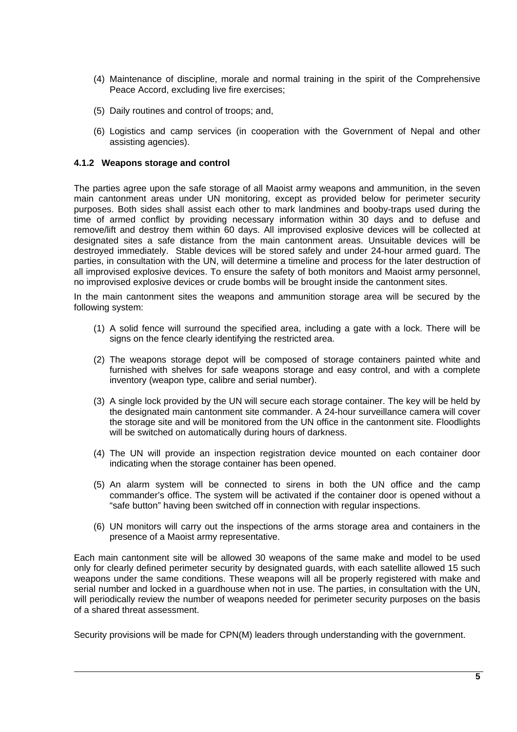(4) Maintenance of discipline, morale and normal training in the spirit of the Comprehensive Peace Accord, excluding live fire exercises;

(5) Daily routines and control of troops; and,

(6) Logistics and camp services (in cooperation with the Government of Nepal and other assisting agencies).

#### 4.1.2 Weapons storage and control

The parties agree upon the safe storage of all Maoist army weapons and ammunition, in the seven main cantonment areas under UN monitoring, except as provided below for perimeter security purposes. Both sides shall assist each other to mark landmines and booby-traps used during the time of armed conflict by providing necessary information within 30 days and to defuse and remove/lift and destroy them within 60 days. All improvised explosive devices will be collected at designated sites a safe distance from the main cantonment areas. Unsuitable devices will be destroyed immediately. Stable devices will be stored safely and under 24-hour armed guard. The parties, in consultation with the UN, will determine a timeline and process for the later destruction of all improvised explosive devices. To ensure the safety of both monitors and Maoist army personnel, no improvised explosive devices or crude bombs will be brought inside the cantonment sites.

In the main cantonment sites the weapons and ammunition storage area will be secured by the following system:

(1) A solid fence will surround the specified area, including a gate with a lock. There will be signs on the fence clearly identifying the restricted area.

(2) The weapons storage depot will be composed of storage containers painted white and furnished with shelves for safe weapons storage and easy control, and with a complete inventory (weapon type, calibre and serial number).

(3) A single lock provided by the UN will secure each storage container. The key will be held by the designated main cantonment site commander. A 24-hour surveillance camera will cover the storage site and will be monitored from the UN office in the cantonment site. Floodlights will be switched on automatically during hours of darkness.

(4) The UN will provide an inspection registration device mounted on each container door indicating when the storage container has been opened.

(5) An alarm system will be connected to sirens in both the UN office and the camp commander's office. The system will be activated if the container door is opened without a "safe button" having been switched off in connection with regular inspections.

(6) UN monitors will carry out the inspections of the arms storage area and containers in the presence of a Maoist army representative.

Each main cantonment site will be allowed 30 weapons of the same make and model to be used only for clearly defined perimeter security by designated guards, with each satellite allowed 15 such weapons under the same conditions. These weapons will all be properly registered with make and serial number and locked in a guardhouse when not in use. The parties, in consultation with the UN, will periodically review the number of weapons needed for perimeter security purposes on the basis of a shared threat assessment.

Security provisions will be made for CPN(M) leaders through understanding with the government.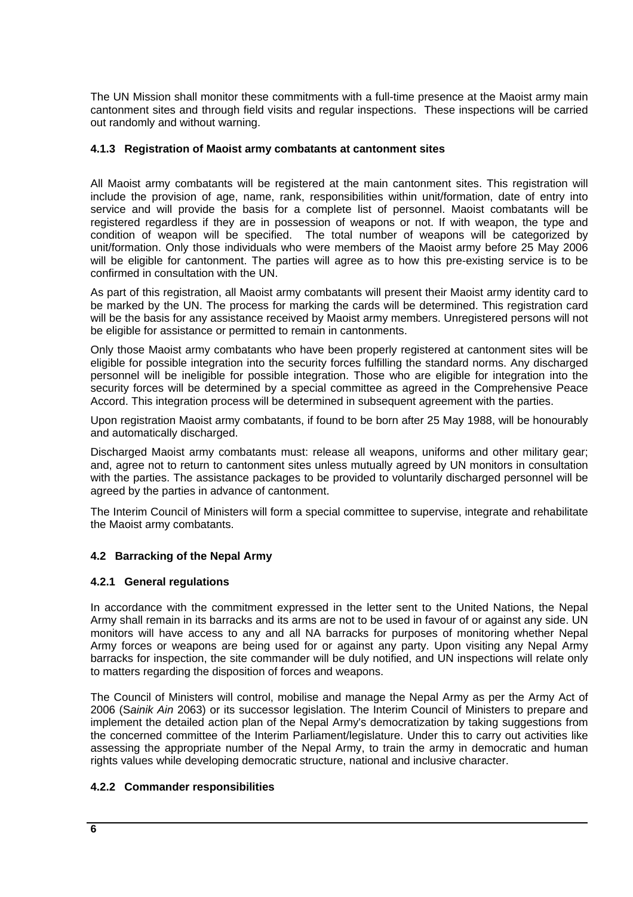The UN Mission shall monitor these commitments with a full-time presence at the Maoist army main cantonment sites and through field visits and regular inspections. These inspections will be carried out randomly and without warning.

#### 4.1.3 Registration of Maoist army combatants at cantonment sites

All Maoist army combatants will be registered at the main cantonment sites. This registration will include the provision of age, name, rank, responsibilities within unit/formation, date of entry into service and will provide the basis for a complete list of personnel. Maoist combatants will be registered regardless if they are in possession of weapons or not. If with weapon, the type and condition of weapon will be specified. The total number of weapons will be categorized by unit/formation. Only those individuals who were members of the Maoist army before 25 May 2006 will be eligible for cantonment. The parties will agree as to how this pre-existing service is to be confirmed in consultation with the UN.

As part of this registration, all Maoist army combatants will present their Maoist army identity card to be marked by the UN. The process for marking the cards will be determined. This registration card will be the basis for any assistance received by Maoist army members. Unregistered persons will not be eligible for assistance or permitted to remain in cantonments.

Only those Maoist army combatants who have been properly registered at cantonment sites will be eligible for possible integration into the security forces fulfilling the standard norms. Any discharged personnel will be ineligible for possible integration. Those who are eligible for integration into the security forces will be determined by a special committee as agreed in the Comprehensive Peace Accord. This integration process will be determined in subsequent agreement with the parties.

Upon registration Maoist army combatants, if found to be born after 25 May 1988, will be honourably and automatically discharged.

Discharged Maoist army combatants must: release all weapons, uniforms and other military gear; and, agree not to return to cantonment sites unless mutually agreed by UN monitors in consultation with the parties. The assistance packages to be provided to voluntarily discharged personnel will be agreed by the parties in advance of cantonment.

The Interim Council of Ministers will form a special committee to supervise, integrate and rehabilitate the Maoist army combatants.

### 4.2 Barracking of the Nepal Army

#### 4.2.1 General regulations

In accordance with the commitment expressed in the letter sent to the United Nations, the Nepal Army shall remain in its barracks and its arms are not to be used in favour of or against any side. UN monitors will have access to any and all NA barracks for purposes of monitoring whether Nepal Army forces or weapons are being used for or against any party. Upon visiting any Nepal Army barracks for inspection, the site commander will be duly notified, and UN inspections will relate only to matters regarding the disposition of forces and weapons.

The Council of Ministers will control, mobilise and manage the Nepal Army as per the Army Act of 2006 (S*ainik Ain* 2063) or its successor legislation. The Interim Council of Ministers to prepare and implement the detailed action plan of the Nepal Army's democratization by taking suggestions from the concerned committee of the Interim Parliament/legislature. Under this to carry out activities like assessing the appropriate number of the Nepal Army, to train the army in democratic and human rights values while developing democratic structure, national and inclusive character.

#### 4.2.2 Commander responsibilities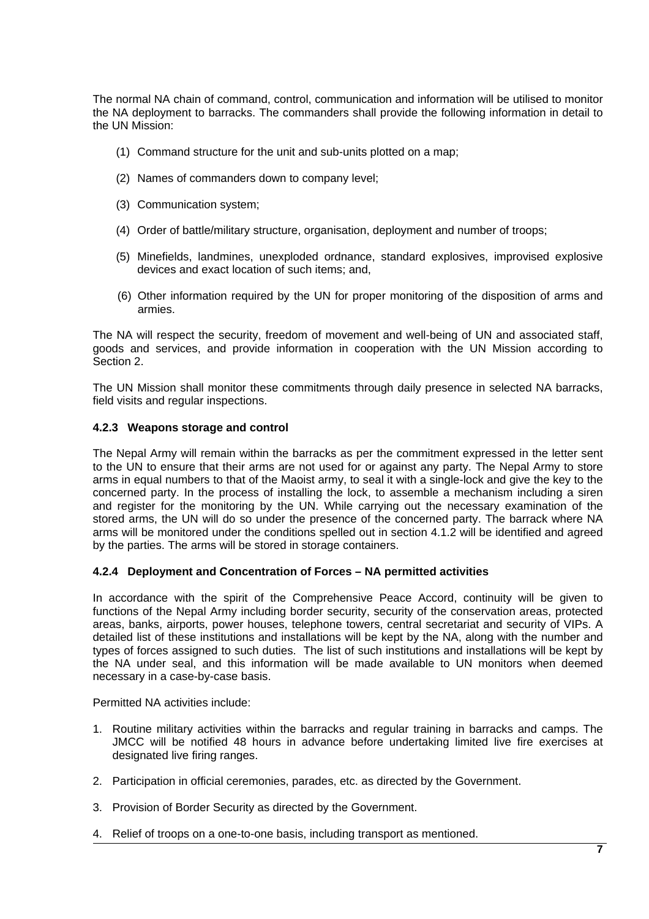The normal NA chain of command, control, communication and information will be utilised to monitor the NA deployment to barracks. The commanders shall provide the following information in detail to the UN Mission:

(1) Command structure for the unit and sub-units plotted on a map;

(2) Names of commanders down to company level;

(3) Communication system;

(4) Order of battle/military structure, organisation, deployment and number of troops;

(5) Minefields, landmines, unexploded ordnance, standard explosives, improvised explosive devices and exact location of such items; and,

(6) Other information required by the UN for proper monitoring of the disposition of arms and armies.

The NA will respect the security, freedom of movement and well-being of UN and associated staff, goods and services, and provide information in cooperation with the UN Mission according to Section 2.

The UN Mission shall monitor these commitments through daily presence in selected NA barracks, field visits and regular inspections.

#### 4.2.3 Weapons storage and control

The Nepal Army will remain within the barracks as per the commitment expressed in the letter sent to the UN to ensure that their arms are not used for or against any party. The Nepal Army to store arms in equal numbers to that of the Maoist army, to seal it with a single-lock and give the key to the concerned party. In the process of installing the lock, to assemble a mechanism including a siren and register for the monitoring by the UN. While carrying out the necessary examination of the stored arms, the UN will do so under the presence of the concerned party. The barrack where NA arms will be monitored under the conditions spelled out in section 4.1.2 will be identified and agreed by the parties. The arms will be stored in storage containers.

#### 4.2.4 Deployment and Concentration of Forces – NA permitted activities

In accordance with the spirit of the Comprehensive Peace Accord, continuity will be given to functions of the Nepal Army including border security, security of the conservation areas, protected areas, banks, airports, power houses, telephone towers, central secretariat and security of VIPs. A detailed list of these institutions and installations will be kept by the NA, along with the number and types of forces assigned to such duties. The list of such institutions and installations will be kept by the NA under seal, and this information will be made available to UN monitors when deemed necessary in a case-by-case basis.

Permitted NA activities include:

1. Routine military activities within the barracks and regular training in barracks and camps. The JMCC will be notified 48 hours in advance before undertaking limited live fire exercises at designated live firing ranges.

2. Participation in official ceremonies, parades, etc. as directed by the Government.

3. Provision of Border Security as directed by the Government.

4. Relief of troops on a one-to-one basis, including transport as mentioned.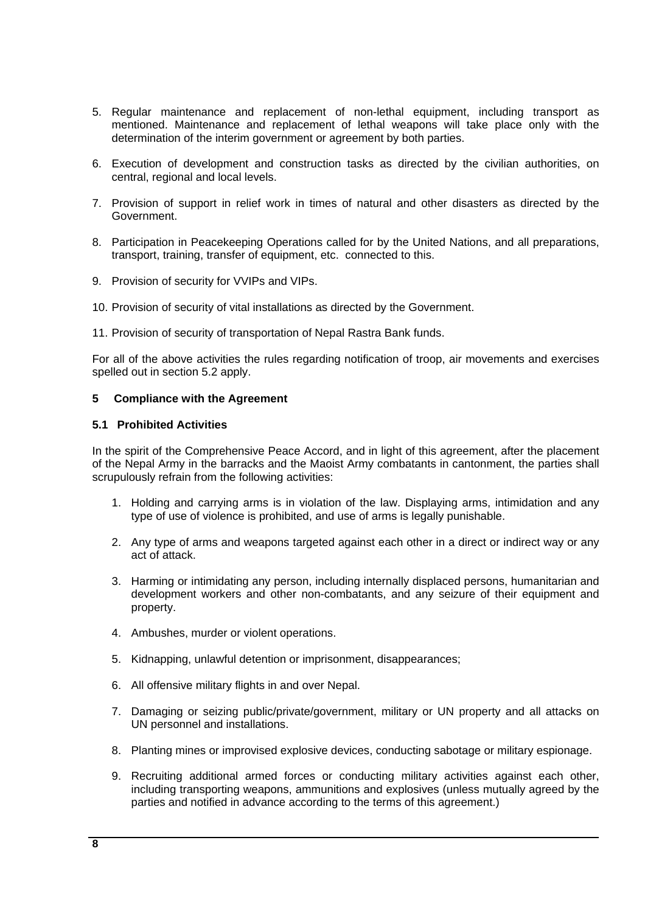5. Regular maintenance and replacement of non-lethal equipment, including transport as mentioned. Maintenance and replacement of lethal weapons will take place only with the determination of the interim government or agreement by both parties.

6. Execution of development and construction tasks as directed by the civilian authorities, on central, regional and local levels.

7. Provision of support in relief work in times of natural and other disasters as directed by the Government.

8. Participation in Peacekeeping Operations called for by the United Nations, and all preparations, transport, training, transfer of equipment, etc. connected to this.

9. Provision of security for VVIPs and VIPs.

10. Provision of security of vital installations as directed by the Government.

11. Provision of security of transportation of Nepal Rastra Bank funds.

For all of the above activities the rules regarding notification of troop, air movements and exercises spelled out in section 5.2 apply.

## 5 Compliance with the Agreement

### 5.1 Prohibited Activities

In the spirit of the Comprehensive Peace Accord, and in light of this agreement, after the placement of the Nepal Army in the barracks and the Maoist Army combatants in cantonment, the parties shall scrupulously refrain from the following activities:

1. Holding and carrying arms is in violation of the law. Displaying arms, intimidation and any type of use of violence is prohibited, and use of arms is legally punishable.

2. Any type of arms and weapons targeted against each other in a direct or indirect way or any act of attack.

3. Harming or intimidating any person, including internally displaced persons, humanitarian and development workers and other non-combatants, and any seizure of their equipment and property.

4. Ambushes, murder or violent operations.

5. Kidnapping, unlawful detention or imprisonment, disappearances;

6. All offensive military flights in and over Nepal.

7. Damaging or seizing public/private/government, military or UN property and all attacks on UN personnel and installations.

8. Planting mines or improvised explosive devices, conducting sabotage or military espionage.

9. Recruiting additional armed forces or conducting military activities against each other, including transporting weapons, ammunitions and explosives (unless mutually agreed by the parties and notified in advance according to the terms of this agreement.)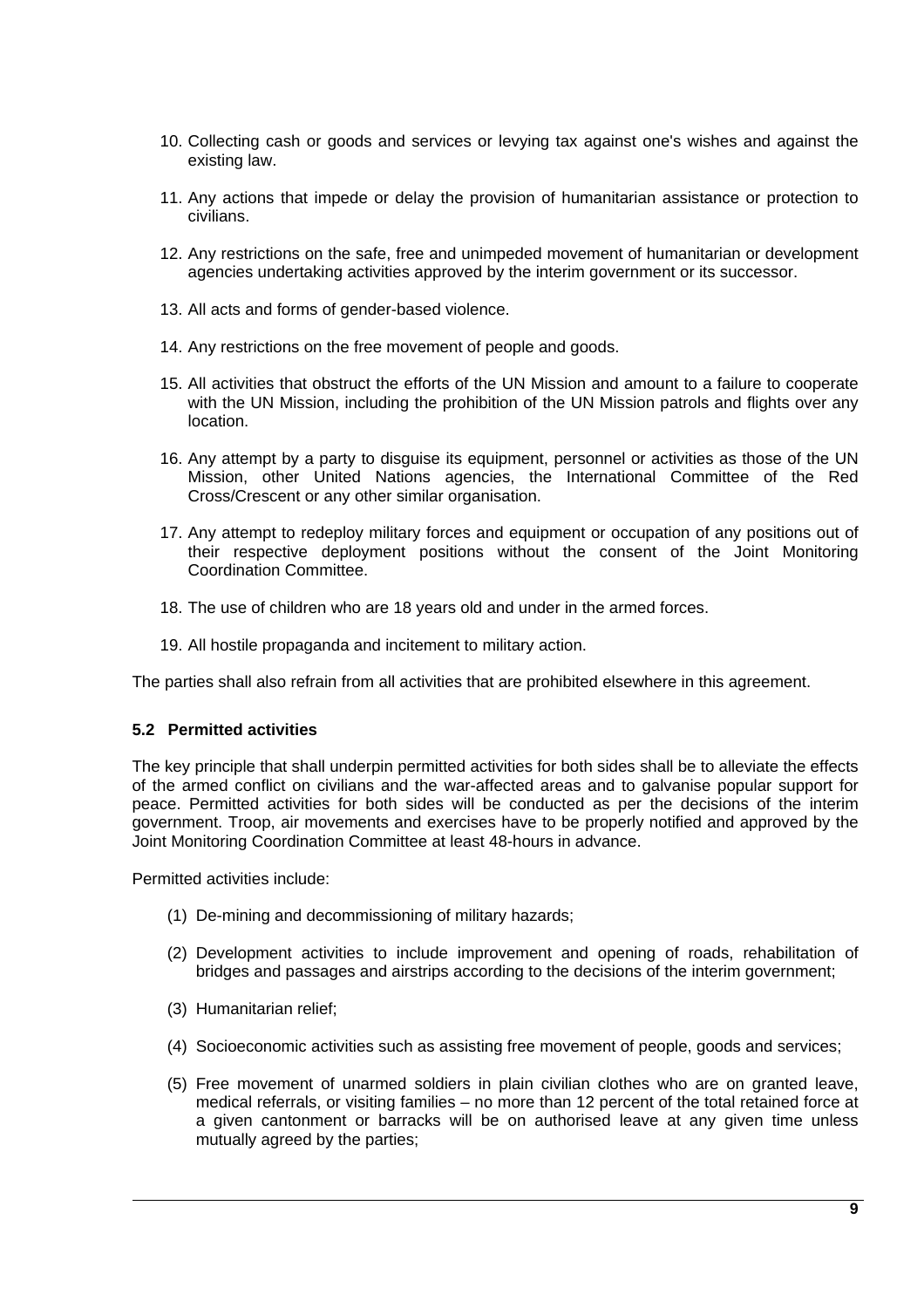10. Collecting cash or goods and services or levying tax against one's wishes and against the existing law.

11. Any actions that impede or delay the provision of humanitarian assistance or protection to civilians.

12. Any restrictions on the safe, free and unimpeded movement of humanitarian or development agencies undertaking activities approved by the interim government or its successor.

13. All acts and forms of gender-based violence.

14. Any restrictions on the free movement of people and goods.

15. All activities that obstruct the efforts of the UN Mission and amount to a failure to cooperate with the UN Mission, including the prohibition of the UN Mission patrols and flights over any location.

16. Any attempt by a party to disguise its equipment, personnel or activities as those of the UN Mission, other United Nations agencies, the International Committee of the Red Cross/Crescent or any other similar organisation.

17. Any attempt to redeploy military forces and equipment or occupation of any positions out of their respective deployment positions without the consent of the Joint Monitoring Coordination Committee.

18. The use of children who are 18 years old and under in the armed forces.

19. All hostile propaganda and incitement to military action.

The parties shall also refrain from all activities that are prohibited elsewhere in this agreement.

### 5.2 Permitted activities

The key principle that shall underpin permitted activities for both sides shall be to alleviate the effects of the armed conflict on civilians and the war-affected areas and to galvanise popular support for peace. Permitted activities for both sides will be conducted as per the decisions of the interim government. Troop, air movements and exercises have to be properly notified and approved by the Joint Monitoring Coordination Committee at least 48-hours in advance.

Permitted activities include:

(1) De-mining and decommissioning of military hazards;

(2) Development activities to include improvement and opening of roads, rehabilitation of bridges and passages and airstrips according to the decisions of the interim government;

(3) Humanitarian relief;

(4) Socioeconomic activities such as assisting free movement of people, goods and services;

(5) Free movement of unarmed soldiers in plain civilian clothes who are on granted leave, medical referrals, or visiting families – no more than 12 percent of the total retained force at a given cantonment or barracks will be on authorised leave at any given time unless mutually agreed by the parties;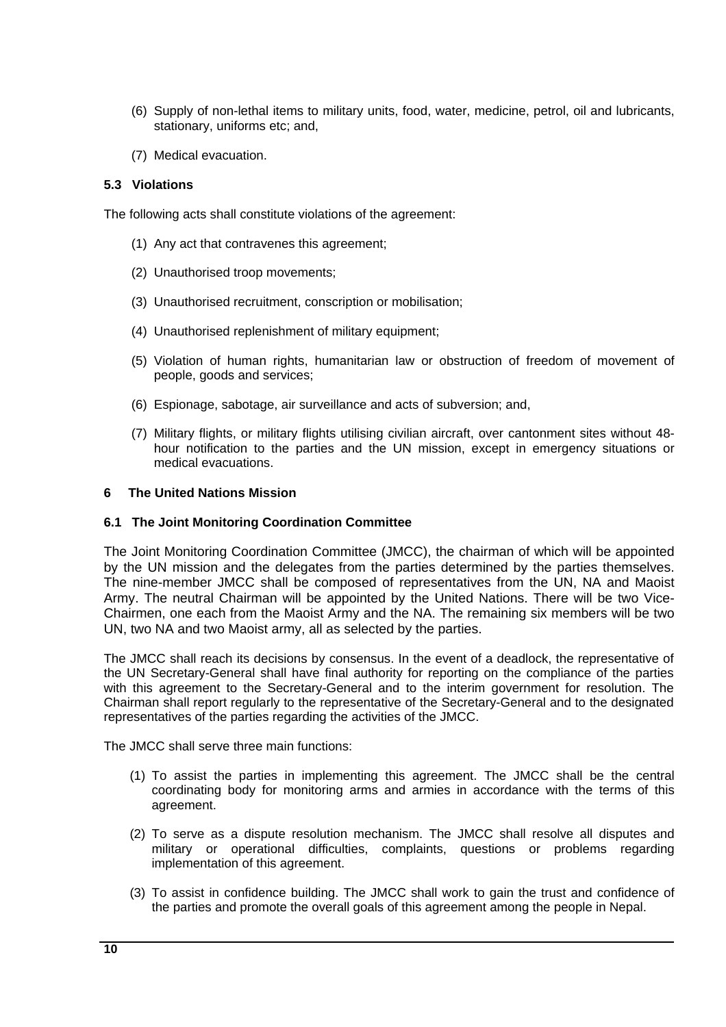(6) Supply of non-lethal items to military units, food, water, medicine, petrol, oil and lubricants, stationary, uniforms etc; and,

(7) Medical evacuation.

### 5.3 Violations

The following acts shall constitute violations of the agreement:

(1) Any act that contravenes this agreement;

(2) Unauthorised troop movements;

(3) Unauthorised recruitment, conscription or mobilisation;

(4) Unauthorised replenishment of military equipment;

(5) Violation of human rights, humanitarian law or obstruction of freedom of movement of people, goods and services;

(6) Espionage, sabotage, air surveillance and acts of subversion; and,

(7) Military flights, or military flights utilising civilian aircraft, over cantonment sites without 48-hour notification to the parties and the UN mission, except in emergency situations or medical evacuations.

## 6 The United Nations Mission

### 6.1 The Joint Monitoring Coordination Committee

The Joint Monitoring Coordination Committee (JMCC), the chairman of which will be appointed by the UN mission and the delegates from the parties determined by the parties themselves. The nine-member JMCC shall be composed of representatives from the UN, NA and Maoist Army. The neutral Chairman will be appointed by the United Nations. There will be two Vice-Chairmen, one each from the Maoist Army and the NA. The remaining six members will be two UN, two NA and two Maoist army, all as selected by the parties.

The JMCC shall reach its decisions by consensus. In the event of a deadlock, the representative of the UN Secretary-General shall have final authority for reporting on the compliance of the parties with this agreement to the Secretary-General and to the interim government for resolution. The Chairman shall report regularly to the representative of the Secretary-General and to the designated representatives of the parties regarding the activities of the JMCC.

The JMCC shall serve three main functions:

(1) To assist the parties in implementing this agreement. The JMCC shall be the central coordinating body for monitoring arms and armies in accordance with the terms of this agreement.

(2) To serve as a dispute resolution mechanism. The JMCC shall resolve all disputes and military or operational difficulties, complaints, questions or problems regarding implementation of this agreement.

(3) To assist in confidence building. The JMCC shall work to gain the trust and confidence of the parties and promote the overall goals of this agreement among the people in Nepal.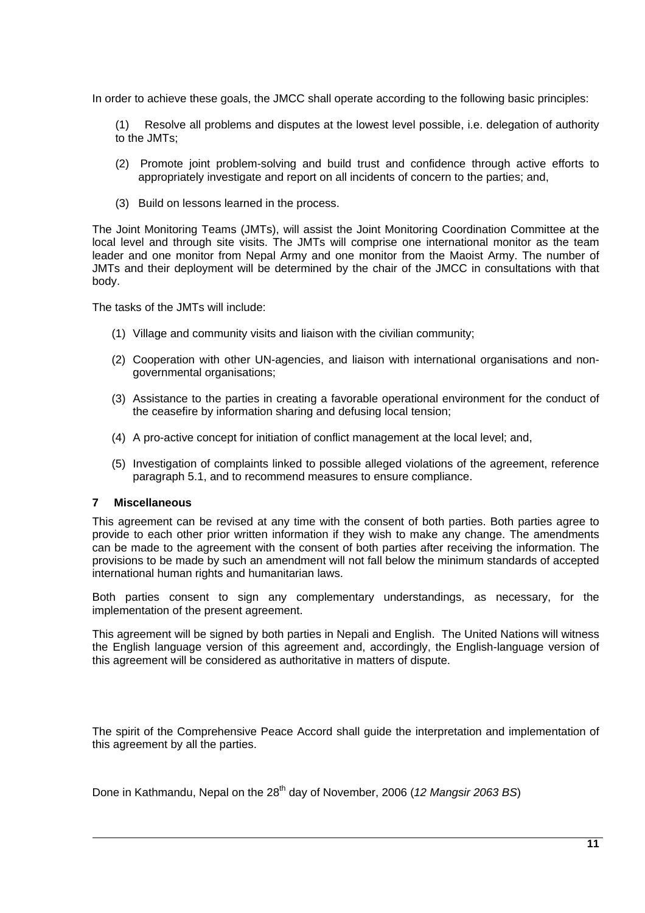In order to achieve these goals, the JMCC shall operate according to the following basic principles:

(1) Resolve all problems and disputes at the lowest level possible, i.e. delegation of authority to the JMTs;

(2) Promote joint problem-solving and build trust and confidence through active efforts to appropriately investigate and report on all incidents of concern to the parties; and,

(3) Build on lessons learned in the process.

The Joint Monitoring Teams (JMTs), will assist the Joint Monitoring Coordination Committee at the local level and through site visits. The JMTs will comprise one international monitor as the team leader and one monitor from Nepal Army and one monitor from the Maoist Army. The number of JMTs and their deployment will be determined by the chair of the JMCC in consultations with that body.

The tasks of the JMTs will include:

(1) Village and community visits and liaison with the civilian community;

(2) Cooperation with other UN-agencies, and liaison with international organisations and non-governmental organisations;

(3) Assistance to the parties in creating a favorable operational environment for the conduct of the ceasefire by information sharing and defusing local tension;

(4) A pro-active concept for initiation of conflict management at the local level; and,

(5) Investigation of complaints linked to possible alleged violations of the agreement, reference paragraph 5.1, and to recommend measures to ensure compliance.

## 7 Miscellaneous

This agreement can be revised at any time with the consent of both parties. Both parties agree to provide to each other prior written information if they wish to make any change. The amendments can be made to the agreement with the consent of both parties after receiving the information. The provisions to be made by such an amendment will not fall below the minimum standards of accepted international human rights and humanitarian laws.

Both parties consent to sign any complementary understandings, as necessary, for the implementation of the present agreement.

This agreement will be signed by both parties in Nepali and English. The United Nations will witness the English language version of this agreement and, accordingly, the English-language version of this agreement will be considered as authoritative in matters of dispute.

The spirit of the Comprehensive Peace Accord shall guide the interpretation and implementation of this agreement by all the parties.

Done in Kathmandu, Nepal on the 28th day of November, 2006 (*12 Mangsir 2063 BS*)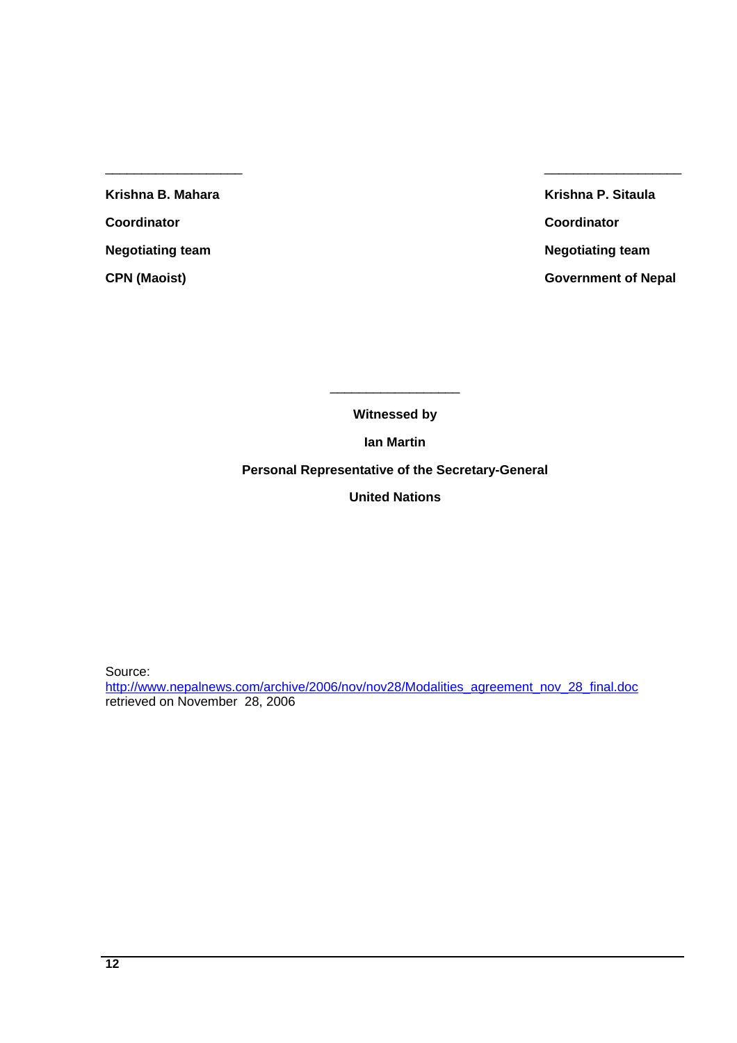\_\_\_\_\_\_\_\_\_\_\_\_\_\_\_\_\_\_\_\_\_\_\_\_\_

**Krishna B. Mahara**

**Coordinator**

**Negotiating team**

**CPN (Maoist)**

\_\_\_\_\_\_\_\_\_\_\_\_\_\_\_\_\_\_\_\_\_\_\_\_\_

**Krishna P. Sitaula**

**Coordinator**

**Negotiating team**

**Government of Nepal**

\_\_\_\_\_\_\_\_\_\_\_\_\_\_\_\_\_\_\_\_\_\_\_\_\_

**Witnessed by**

**Ian Martin**

**Personal Representative of the Secretary-General**

**United Nations**

Source:
http://www.nepalnews.com/archive/2006/nov/nov28/Modalities_agreement_nov_28_final.doc
retrieved on November 28, 2006